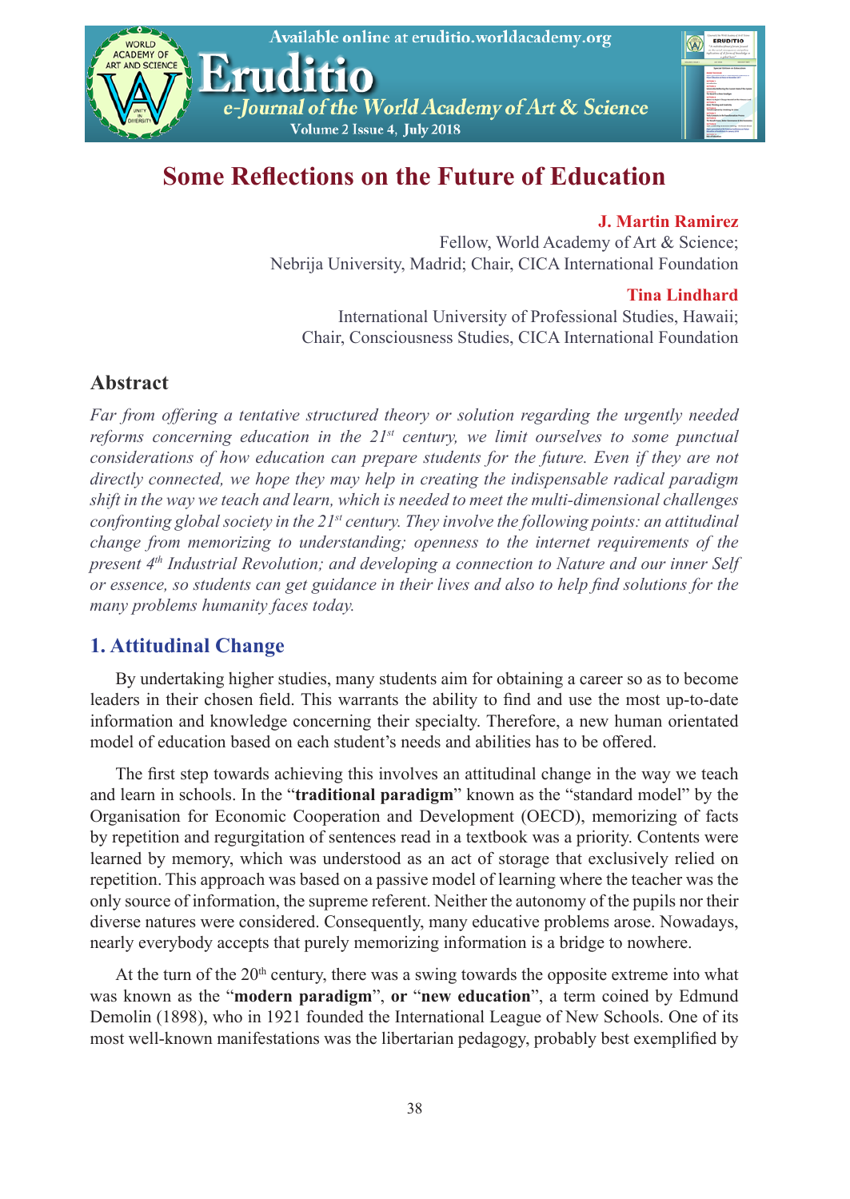# Some Reflections on the Future of Education

**J. Martin Ramirez**
Fellow, World Academy of Art & Science;
Nebrija University, Madrid; Chair, CICA International Foundation

**Tina Lindhard**
International University of Professional Studies, Hawaii;
Chair, Consciousness Studies, CICA International Foundation

## Abstract

*Far from offering a tentative structured theory or solution regarding the urgently needed reforms concerning education in the 21st century, we limit ourselves to some punctual considerations of how education can prepare students for the future. Even if they are not directly connected, we hope they may help in creating the indispensable radical paradigm shift in the way we teach and learn, which is needed to meet the multi-dimensional challenges confronting global society in the 21st century. They involve the following points: an attitudinal change from memorizing to understanding; openness to the internet requirements of the present 4th Industrial Revolution; and developing a connection to Nature and our inner Self or essence, so students can get guidance in their lives and also to help find solutions for the many problems humanity faces today.*

## 1. Attitudinal Change

By undertaking higher studies, many students aim for obtaining a career so as to become leaders in their chosen field. This warrants the ability to find and use the most up-to-date information and knowledge concerning their specialty. Therefore, a new human orientated model of education based on each student's needs and abilities has to be offered.

The first step towards achieving this involves an attitudinal change in the way we teach and learn in schools. In the "**traditional paradigm**" known as the "standard model" by the Organisation for Economic Cooperation and Development (OECD), memorizing of facts by repetition and regurgitation of sentences read in a textbook was a priority. Contents were learned by memory, which was understood as an act of storage that exclusively relied on repetition. This approach was based on a passive model of learning where the teacher was the only source of information, the supreme referent. Neither the autonomy of the pupils nor their diverse natures were considered. Consequently, many educative problems arose. Nowadays, nearly everybody accepts that purely memorizing information is a bridge to nowhere.

At the turn of the 20th century, there was a swing towards the opposite extreme into what was known as the "**modern paradigm**", **or** "**new education**", a term coined by Edmund Demolin (1898), who in 1921 founded the International League of New Schools. One of its most well-known manifestations was the libertarian pedagogy, probably best exemplified by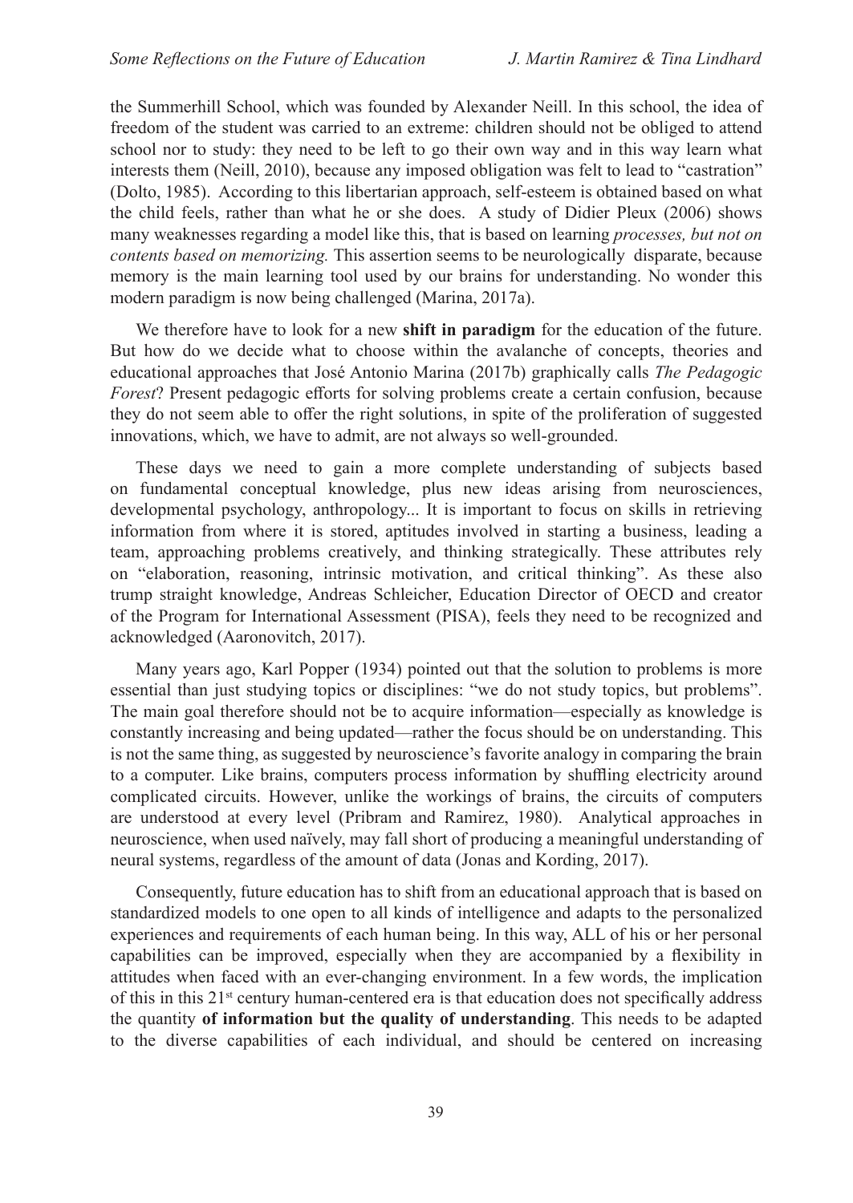the Summerhill School, which was founded by Alexander Neill. In this school, the idea of freedom of the student was carried to an extreme: children should not be obliged to attend school nor to study: they need to be left to go their own way and in this way learn what interests them (Neill, 2010), because any imposed obligation was felt to lead to "castration" (Dolto, 1985). According to this libertarian approach, self-esteem is obtained based on what the child feels, rather than what he or she does. A study of Didier Pleux (2006) shows many weaknesses regarding a model like this, that is based on learning *processes, but not on contents based on memorizing.* This assertion seems to be neurologically disparate, because memory is the main learning tool used by our brains for understanding. No wonder this modern paradigm is now being challenged (Marina, 2017a).

We therefore have to look for a new **shift in paradigm** for the education of the future. But how do we decide what to choose within the avalanche of concepts, theories and educational approaches that José Antonio Marina (2017b) graphically calls *The Pedagogic Forest*? Present pedagogic efforts for solving problems create a certain confusion, because they do not seem able to offer the right solutions, in spite of the proliferation of suggested innovations, which, we have to admit, are not always so well-grounded.

These days we need to gain a more complete understanding of subjects based on fundamental conceptual knowledge, plus new ideas arising from neurosciences, developmental psychology, anthropology... It is important to focus on skills in retrieving information from where it is stored, aptitudes involved in starting a business, leading a team, approaching problems creatively, and thinking strategically. These attributes rely on "elaboration, reasoning, intrinsic motivation, and critical thinking". As these also trump straight knowledge, Andreas Schleicher, Education Director of OECD and creator of the Program for International Assessment (PISA), feels they need to be recognized and acknowledged (Aaronovitch, 2017).

Many years ago, Karl Popper (1934) pointed out that the solution to problems is more essential than just studying topics or disciplines: "we do not study topics, but problems". The main goal therefore should not be to acquire information—especially as knowledge is constantly increasing and being updated—rather the focus should be on understanding. This is not the same thing, as suggested by neuroscience's favorite analogy in comparing the brain to a computer. Like brains, computers process information by shuffling electricity around complicated circuits. However, unlike the workings of brains, the circuits of computers are understood at every level (Pribram and Ramirez, 1980). Analytical approaches in neuroscience, when used naïvely, may fall short of producing a meaningful understanding of neural systems, regardless of the amount of data (Jonas and Kording, 2017).

Consequently, future education has to shift from an educational approach that is based on standardized models to one open to all kinds of intelligence and adapts to the personalized experiences and requirements of each human being. In this way, ALL of his or her personal capabilities can be improved, especially when they are accompanied by a flexibility in attitudes when faced with an ever-changing environment. In a few words, the implication of this in this 21st century human-centered era is that education does not specifically address the quantity **of information but the quality of understanding**. This needs to be adapted to the diverse capabilities of each individual, and should be centered on increasing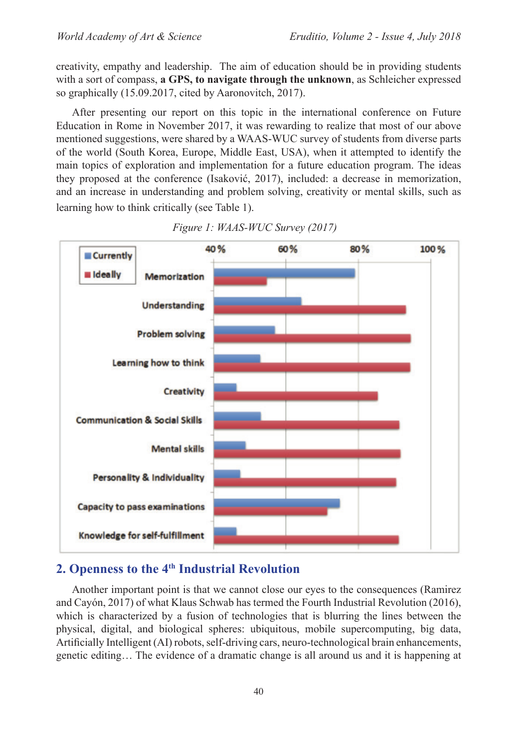creativity, empathy and leadership. The aim of education should be in providing students with a sort of compass, **a GPS, to navigate through the unknown**, as Schleicher expressed so graphically (15.09.2017, cited by Aaronovitch, 2017).

After presenting our report on this topic in the international conference on Future Education in Rome in November 2017, it was rewarding to realize that most of our above mentioned suggestions, were shared by a WAAS-WUC survey of students from diverse parts of the world (South Korea, Europe, Middle East, USA), when it attempted to identify the main topics of exploration and implementation for a future education program. The ideas they proposed at the conference (Isaković, 2017), included: a decrease in memorization, and an increase in understanding and problem solving, creativity or mental skills, such as learning how to think critically (see Table 1).

*Figure 1: WAAS-WUC Survey (2017)*

## 2. Openness to the 4th Industrial Revolution

Another important point is that we cannot close our eyes to the consequences (Ramirez and Cayón, 2017) of what Klaus Schwab has termed the Fourth Industrial Revolution (2016), which is characterized by a fusion of technologies that is blurring the lines between the physical, digital, and biological spheres: ubiquitous, mobile supercomputing, big data, Artificially Intelligent (AI) robots, self-driving cars, neuro-technological brain enhancements, genetic editing… The evidence of a dramatic change is all around us and it is happening at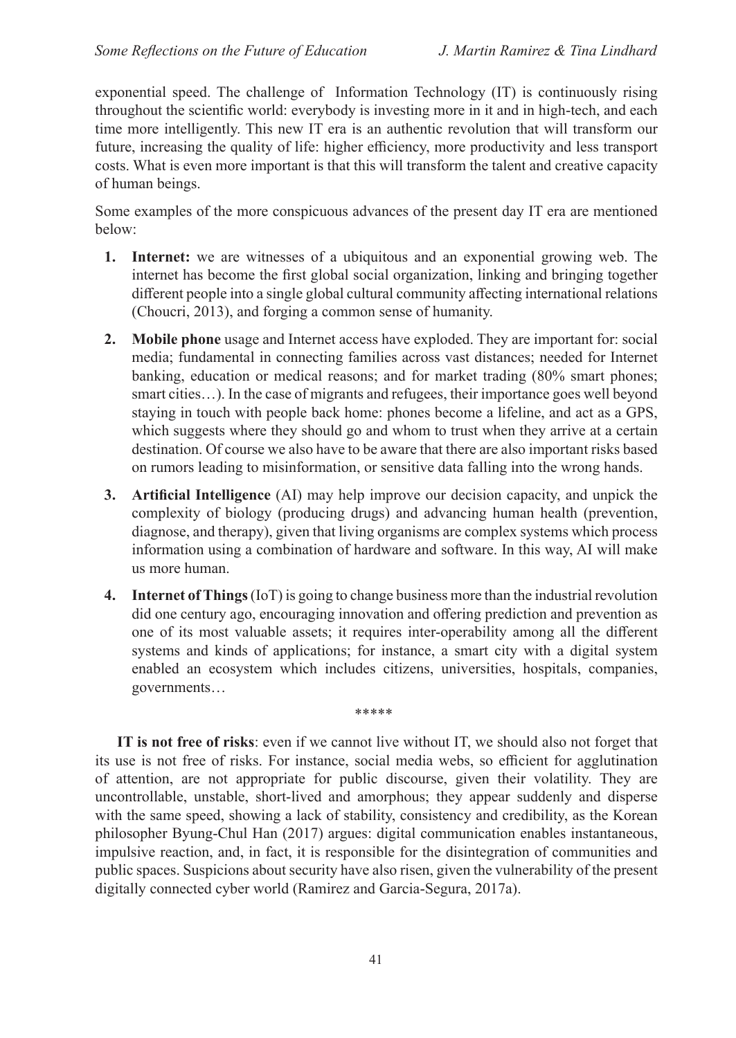exponential speed. The challenge of Information Technology (IT) is continuously rising throughout the scientific world: everybody is investing more in it and in high-tech, and each time more intelligently. This new IT era is an authentic revolution that will transform our future, increasing the quality of life: higher efficiency, more productivity and less transport costs. What is even more important is that this will transform the talent and creative capacity of human beings.

Some examples of the more conspicuous advances of the present day IT era are mentioned below:

1. **Internet:** we are witnesses of a ubiquitous and an exponential growing web. The internet has become the first global social organization, linking and bringing together different people into a single global cultural community affecting international relations (Choucri, 2013), and forging a common sense of humanity.
2. **Mobile phone** usage and Internet access have exploded. They are important for: social media; fundamental in connecting families across vast distances; needed for Internet banking, education or medical reasons; and for market trading (80% smart phones; smart cities…). In the case of migrants and refugees, their importance goes well beyond staying in touch with people back home: phones become a lifeline, and act as a GPS, which suggests where they should go and whom to trust when they arrive at a certain destination. Of course we also have to be aware that there are also important risks based on rumors leading to misinformation, or sensitive data falling into the wrong hands.
3. **Artificial Intelligence** (AI) may help improve our decision capacity, and unpick the complexity of biology (producing drugs) and advancing human health (prevention, diagnose, and therapy), given that living organisms are complex systems which process information using a combination of hardware and software. In this way, AI will make us more human.
4. **Internet of Things** (IoT) is going to change business more than the industrial revolution did one century ago, encouraging innovation and offering prediction and prevention as one of its most valuable assets; it requires inter-operability among all the different systems and kinds of applications; for instance, a smart city with a digital system enabled an ecosystem which includes citizens, universities, hospitals, companies, governments…

*****

**IT is not free of risks**: even if we cannot live without IT, we should also not forget that its use is not free of risks. For instance, social media webs, so efficient for agglutination of attention, are not appropriate for public discourse, given their volatility. They are uncontrollable, unstable, short-lived and amorphous; they appear suddenly and disperse with the same speed, showing a lack of stability, consistency and credibility, as the Korean philosopher Byung-Chul Han (2017) argues: digital communication enables instantaneous, impulsive reaction, and, in fact, it is responsible for the disintegration of communities and public spaces. Suspicions about security have also risen, given the vulnerability of the present digitally connected cyber world (Ramirez and Garcia-Segura, 2017a).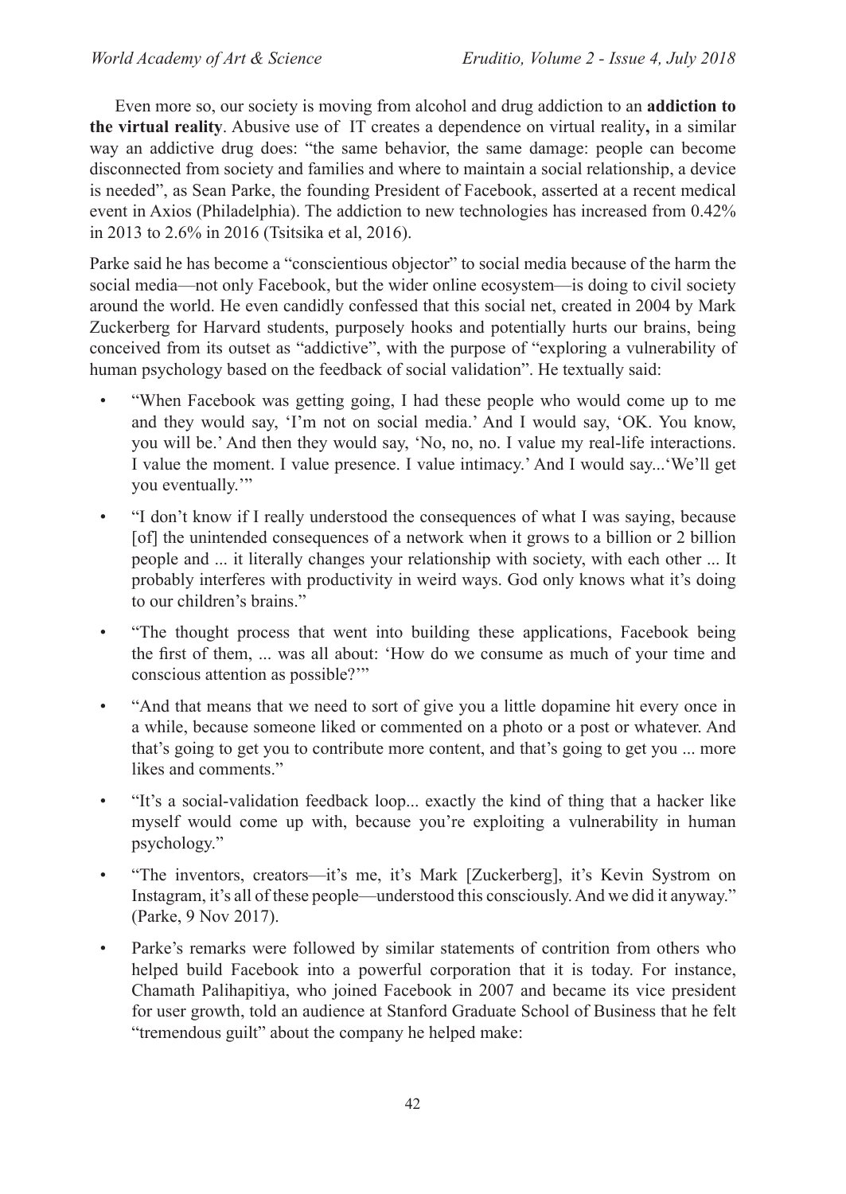Even more so, our society is moving from alcohol and drug addiction to an **addiction to the virtual reality**. Abusive use of IT creates a dependence on virtual reality**,** in a similar way an addictive drug does: "the same behavior, the same damage: people can become disconnected from society and families and where to maintain a social relationship, a device is needed", as Sean Parke, the founding President of Facebook, asserted at a recent medical event in Axios (Philadelphia). The addiction to new technologies has increased from 0.42% in 2013 to 2.6% in 2016 (Tsitsika et al, 2016).

Parke said he has become a "conscientious objector" to social media because of the harm the social media—not only Facebook, but the wider online ecosystem—is doing to civil society around the world. He even candidly confessed that this social net, created in 2004 by Mark Zuckerberg for Harvard students, purposely hooks and potentially hurts our brains, being conceived from its outset as "addictive", with the purpose of "exploring a vulnerability of human psychology based on the feedback of social validation". He textually said:

- "When Facebook was getting going, I had these people who would come up to me and they would say, 'I'm not on social media.' And I would say, 'OK. You know, you will be.' And then they would say, 'No, no, no. I value my real-life interactions. I value the moment. I value presence. I value intimacy.' And I would say...'We'll get you eventually.'"
- "I don't know if I really understood the consequences of what I was saying, because [of] the unintended consequences of a network when it grows to a billion or 2 billion people and ... it literally changes your relationship with society, with each other ... It probably interferes with productivity in weird ways. God only knows what it's doing to our children's brains."
- "The thought process that went into building these applications, Facebook being the first of them, ... was all about: 'How do we consume as much of your time and conscious attention as possible?'"
- "And that means that we need to sort of give you a little dopamine hit every once in a while, because someone liked or commented on a photo or a post or whatever. And that's going to get you to contribute more content, and that's going to get you ... more likes and comments."
- "It's a social-validation feedback loop... exactly the kind of thing that a hacker like myself would come up with, because you're exploiting a vulnerability in human psychology."
- "The inventors, creators—it's me, it's Mark [Zuckerberg], it's Kevin Systrom on Instagram, it's all of these people—understood this consciously. And we did it anyway." (Parke, 9 Nov 2017).
- Parke's remarks were followed by similar statements of contrition from others who helped build Facebook into a powerful corporation that it is today. For instance, Chamath Palihapitiya, who joined Facebook in 2007 and became its vice president for user growth, told an audience at Stanford Graduate School of Business that he felt "tremendous guilt" about the company he helped make: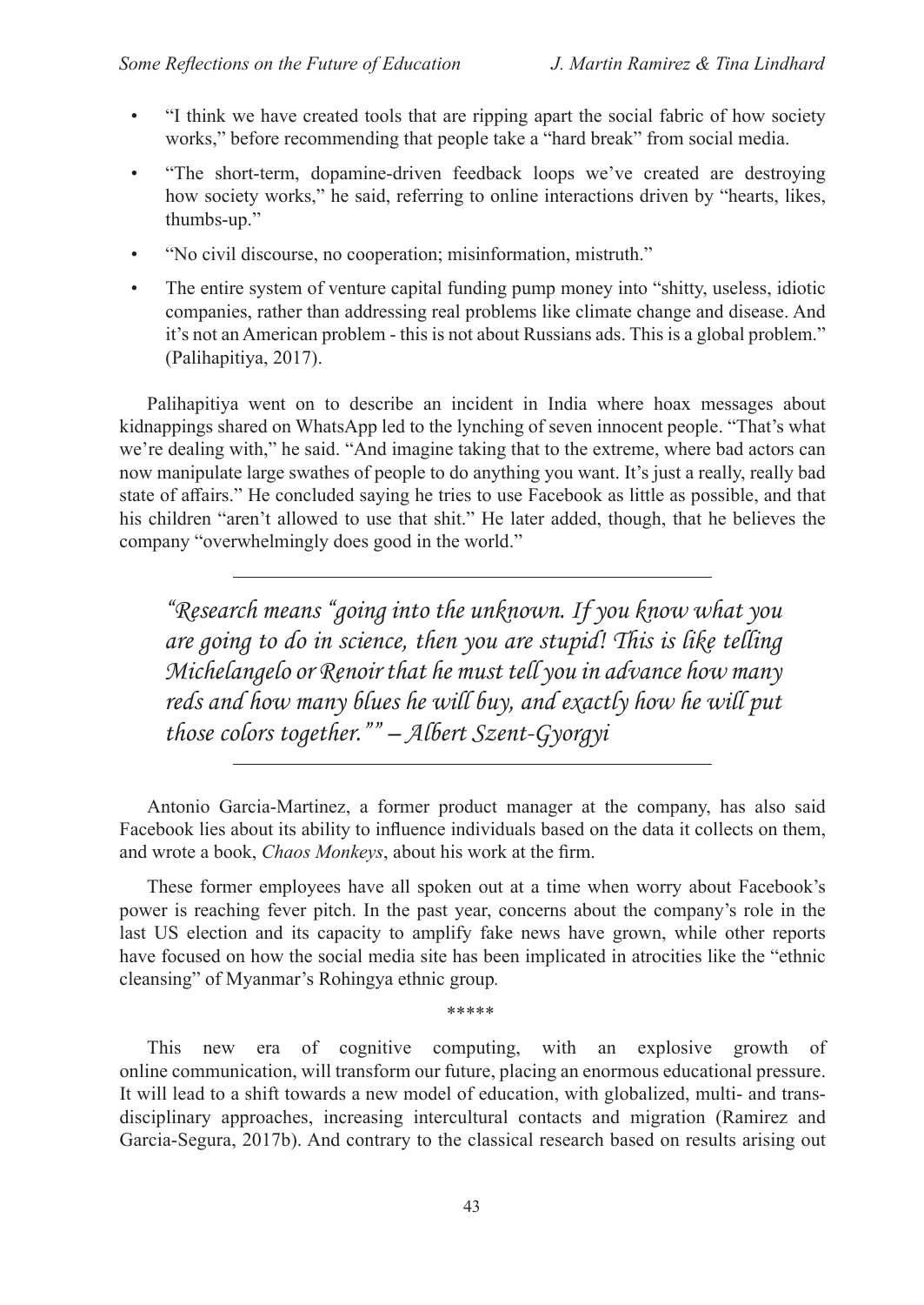- "I think we have created tools that are ripping apart the social fabric of how society works," before recommending that people take a "hard break" from social media.
- "The short-term, dopamine-driven feedback loops we've created are destroying how society works," he said, referring to online interactions driven by "hearts, likes, thumbs-up."
- "No civil discourse, no cooperation; misinformation, mistruth."
- The entire system of venture capital funding pump money into "shitty, useless, idiotic companies, rather than addressing real problems like climate change and disease. And it's not an American problem - this is not about Russians ads. This is a global problem." (Palihapitiya, 2017).

Palihapitiya went on to describe an incident in India where hoax messages about kidnappings shared on WhatsApp led to the lynching of seven innocent people. "That's what we're dealing with," he said. "And imagine taking that to the extreme, where bad actors can now manipulate large swathes of people to do anything you want. It's just a really, really bad state of affairs." He concluded saying he tries to use Facebook as little as possible, and that his children "aren't allowed to use that shit." He later added, though, that he believes the company "overwhelmingly does good in the world."

---

*"Research means "going into the unknown. If you know what you are going to do in science, then you are stupid! This is like telling Michelangelo or Renoir that he must tell you in advance how many reds and how many blues he will buy, and exactly how he will put those colors together."" – Albert Szent-Gyorgyi*

---

Antonio Garcia-Martinez, a former product manager at the company, has also said Facebook lies about its ability to influence individuals based on the data it collects on them, and wrote a book, *Chaos Monkeys*, about his work at the firm.

These former employees have all spoken out at a time when worry about Facebook's power is reaching fever pitch. In the past year, concerns about the company's role in the last US election and its capacity to amplify fake news have grown, while other reports have focused on how the social media site has been implicated in atrocities like the "ethnic cleansing" of Myanmar's Rohingya ethnic group.

\*\*\*\*\*

This new era of cognitive computing, with an explosive growth of online communication, will transform our future, placing an enormous educational pressure. It will lead to a shift towards a new model of education, with globalized, multi- and trans-disciplinary approaches, increasing intercultural contacts and migration (Ramirez and Garcia-Segura, 2017b). And contrary to the classical research based on results arising out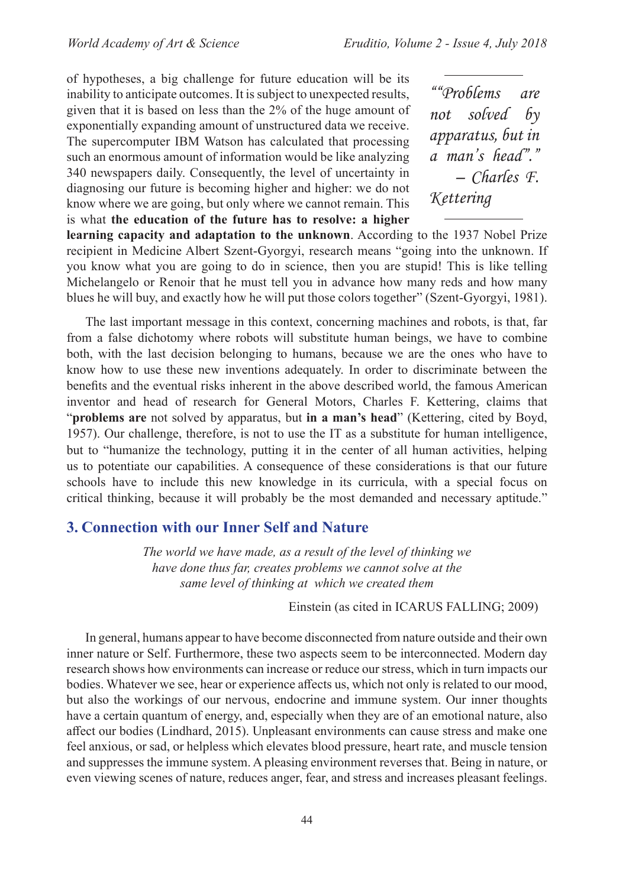of hypotheses, a big challenge for future education will be its inability to anticipate outcomes. It is subject to unexpected results, given that it is based on less than the 2% of the huge amount of exponentially expanding amount of unstructured data we receive. The supercomputer IBM Watson has calculated that processing such an enormous amount of information would be like analyzing 340 newspapers daily. Consequently, the level of uncertainty in diagnosing our future is becoming higher and higher: we do not know where we are going, but only where we cannot remain. This is what **the education of the future has to resolve: a higher learning capacity and adaptation to the unknown**. According to the 1937 Nobel Prize recipient in Medicine Albert Szent-Gyorgyi, research means "going into the unknown. If you know what you are going to do in science, then you are stupid! This is like telling Michelangelo or Renoir that he must tell you in advance how many reds and how many blues he will buy, and exactly how he will put those colors together" (Szent-Gyorgyi, 1981).

> *""Problems are not solved by apparatus, but in a man's head"." – Charles F. Kettering*

The last important message in this context, concerning machines and robots, is that, far from a false dichotomy where robots will substitute human beings, we have to combine both, with the last decision belonging to humans, because we are the ones who have to know how to use these new inventions adequately. In order to discriminate between the benefits and the eventual risks inherent in the above described world, the famous American inventor and head of research for General Motors, Charles F. Kettering, claims that "**problems are** not solved by apparatus, but **in a man's head**" (Kettering, cited by Boyd, 1957). Our challenge, therefore, is not to use the IT as a substitute for human intelligence, but to "humanize the technology, putting it in the center of all human activities, helping us to potentiate our capabilities. A consequence of these considerations is that our future schools have to include this new knowledge in its curricula, with a special focus on critical thinking, because it will probably be the most demanded and necessary aptitude."

## 3. Connection with our Inner Self and Nature

> *The world we have made, as a result of the level of thinking we have done thus far, creates problems we cannot solve at the same level of thinking at which we created them*
>
> Einstein (as cited in ICARUS FALLING; 2009)

In general, humans appear to have become disconnected from nature outside and their own inner nature or Self. Furthermore, these two aspects seem to be interconnected. Modern day research shows how environments can increase or reduce our stress, which in turn impacts our bodies. Whatever we see, hear or experience affects us, which not only is related to our mood, but also the workings of our nervous, endocrine and immune system. Our inner thoughts have a certain quantum of energy, and, especially when they are of an emotional nature, also affect our bodies (Lindhard, 2015). Unpleasant environments can cause stress and make one feel anxious, or sad, or helpless which elevates blood pressure, heart rate, and muscle tension and suppresses the immune system. A pleasing environment reverses that. Being in nature, or even viewing scenes of nature, reduces anger, fear, and stress and increases pleasant feelings.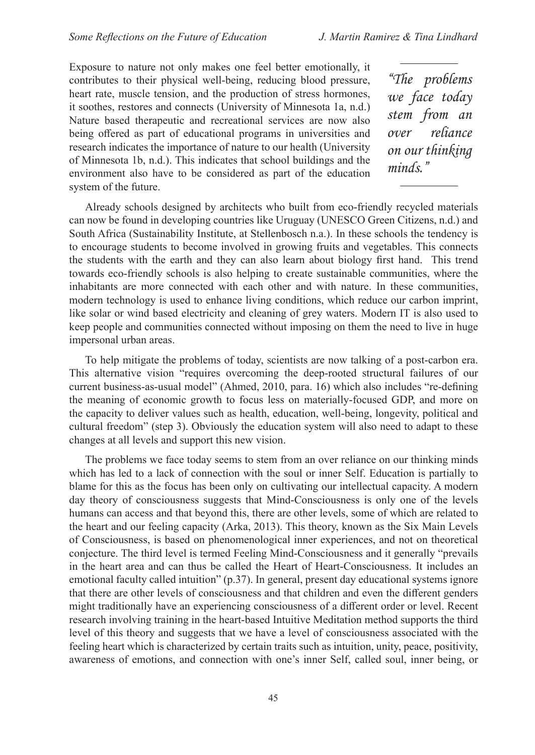Exposure to nature not only makes one feel better emotionally, it contributes to their physical well-being, reducing blood pressure, heart rate, muscle tension, and the production of stress hormones, it soothes, restores and connects (University of Minnesota 1a, n.d.) Nature based therapeutic and recreational services are now also being offered as part of educational programs in universities and research indicates the importance of nature to our health (University of Minnesota 1b, n.d.). This indicates that school buildings and the environment also have to be considered as part of the education system of the future.

> *"The problems we face today stem from an over reliance on our thinking minds."*

Already schools designed by architects who built from eco-friendly recycled materials can now be found in developing countries like Uruguay (UNESCO Green Citizens, n.d.) and South Africa (Sustainability Institute, at Stellenbosch n.a.). In these schools the tendency is to encourage students to become involved in growing fruits and vegetables. This connects the students with the earth and they can also learn about biology first hand. This trend towards eco-friendly schools is also helping to create sustainable communities, where the inhabitants are more connected with each other and with nature. In these communities, modern technology is used to enhance living conditions, which reduce our carbon imprint, like solar or wind based electricity and cleaning of grey waters. Modern IT is also used to keep people and communities connected without imposing on them the need to live in huge impersonal urban areas.

To help mitigate the problems of today, scientists are now talking of a post-carbon era. This alternative vision "requires overcoming the deep-rooted structural failures of our current business-as-usual model" (Ahmed, 2010, para. 16) which also includes "re-defining the meaning of economic growth to focus less on materially-focused GDP, and more on the capacity to deliver values such as health, education, well-being, longevity, political and cultural freedom" (step 3). Obviously the education system will also need to adapt to these changes at all levels and support this new vision.

The problems we face today seems to stem from an over reliance on our thinking minds which has led to a lack of connection with the soul or inner Self. Education is partially to blame for this as the focus has been only on cultivating our intellectual capacity. A modern day theory of consciousness suggests that Mind-Consciousness is only one of the levels humans can access and that beyond this, there are other levels, some of which are related to the heart and our feeling capacity (Arka, 2013). This theory, known as the Six Main Levels of Consciousness, is based on phenomenological inner experiences, and not on theoretical conjecture. The third level is termed Feeling Mind-Consciousness and it generally "prevails in the heart area and can thus be called the Heart of Heart-Consciousness. It includes an emotional faculty called intuition" (p.37). In general, present day educational systems ignore that there are other levels of consciousness and that children and even the different genders might traditionally have an experiencing consciousness of a different order or level. Recent research involving training in the heart-based Intuitive Meditation method supports the third level of this theory and suggests that we have a level of consciousness associated with the feeling heart which is characterized by certain traits such as intuition, unity, peace, positivity, awareness of emotions, and connection with one's inner Self, called soul, inner being, or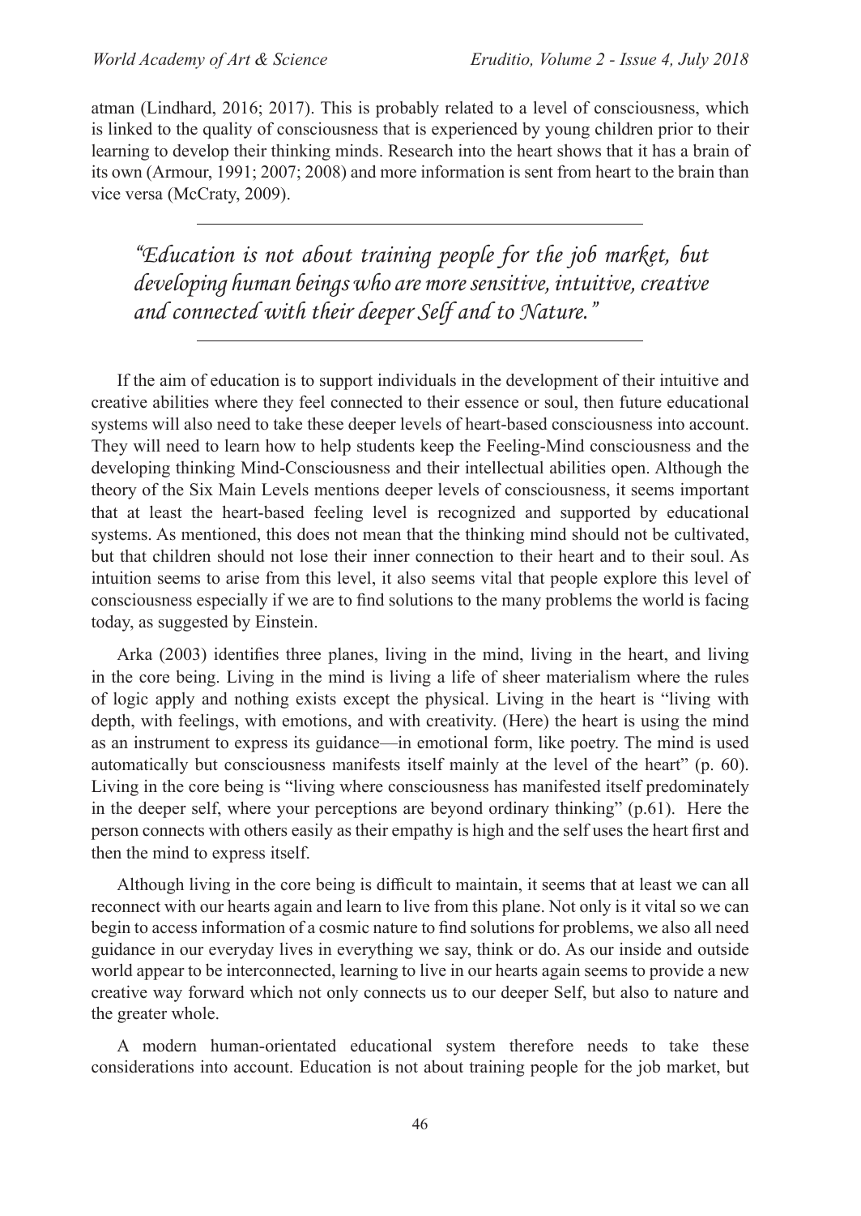atman (Lindhard, 2016; 2017). This is probably related to a level of consciousness, which is linked to the quality of consciousness that is experienced by young children prior to their learning to develop their thinking minds. Research into the heart shows that it has a brain of its own (Armour, 1991; 2007; 2008) and more information is sent from heart to the brain than vice versa (McCraty, 2009).

---

> *"Education is not about training people for the job market, but developing human beings who are more sensitive, intuitive, creative and connected with their deeper Self and to Nature."*

---

If the aim of education is to support individuals in the development of their intuitive and creative abilities where they feel connected to their essence or soul, then future educational systems will also need to take these deeper levels of heart-based consciousness into account. They will need to learn how to help students keep the Feeling-Mind consciousness and the developing thinking Mind-Consciousness and their intellectual abilities open. Although the theory of the Six Main Levels mentions deeper levels of consciousness, it seems important that at least the heart-based feeling level is recognized and supported by educational systems. As mentioned, this does not mean that the thinking mind should not be cultivated, but that children should not lose their inner connection to their heart and to their soul. As intuition seems to arise from this level, it also seems vital that people explore this level of consciousness especially if we are to find solutions to the many problems the world is facing today, as suggested by Einstein.

Arka (2003) identifies three planes, living in the mind, living in the heart, and living in the core being. Living in the mind is living a life of sheer materialism where the rules of logic apply and nothing exists except the physical. Living in the heart is "living with depth, with feelings, with emotions, and with creativity. (Here) the heart is using the mind as an instrument to express its guidance—in emotional form, like poetry. The mind is used automatically but consciousness manifests itself mainly at the level of the heart" (p. 60). Living in the core being is "living where consciousness has manifested itself predominately in the deeper self, where your perceptions are beyond ordinary thinking" (p.61). Here the person connects with others easily as their empathy is high and the self uses the heart first and then the mind to express itself.

Although living in the core being is difficult to maintain, it seems that at least we can all reconnect with our hearts again and learn to live from this plane. Not only is it vital so we can begin to access information of a cosmic nature to find solutions for problems, we also all need guidance in our everyday lives in everything we say, think or do. As our inside and outside world appear to be interconnected, learning to live in our hearts again seems to provide a new creative way forward which not only connects us to our deeper Self, but also to nature and the greater whole.

A modern human-orientated educational system therefore needs to take these considerations into account. Education is not about training people for the job market, but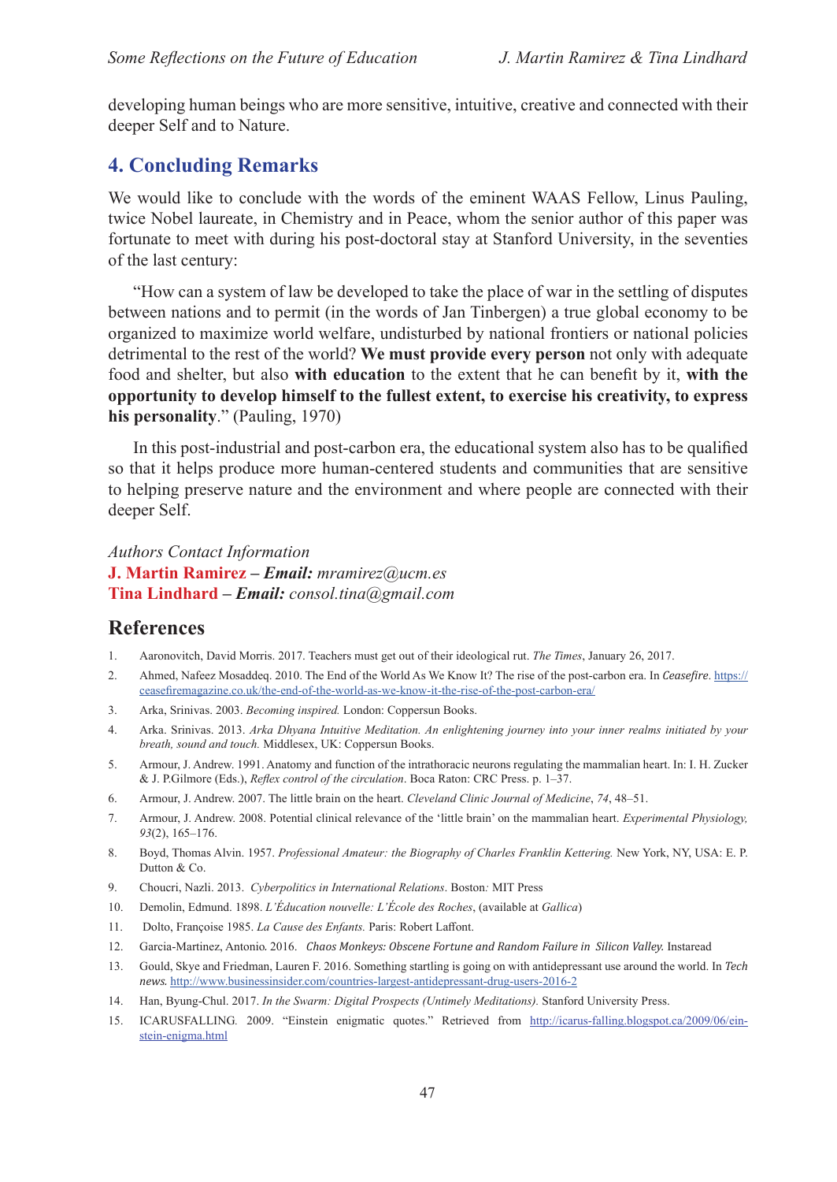developing human beings who are more sensitive, intuitive, creative and connected with their deeper Self and to Nature.

## 4. Concluding Remarks

We would like to conclude with the words of the eminent WAAS Fellow, Linus Pauling, twice Nobel laureate, in Chemistry and in Peace, whom the senior author of this paper was fortunate to meet with during his post-doctoral stay at Stanford University, in the seventies of the last century:

"How can a system of law be developed to take the place of war in the settling of disputes between nations and to permit (in the words of Jan Tinbergen) a true global economy to be organized to maximize world welfare, undisturbed by national frontiers or national policies detrimental to the rest of the world? **We must provide every person** not only with adequate food and shelter, but also **with education** to the extent that he can benefit by it, **with the opportunity to develop himself to the fullest extent, to exercise his creativity, to express his personality**." (Pauling, 1970)

In this post-industrial and post-carbon era, the educational system also has to be qualified so that it helps produce more human-centered students and communities that are sensitive to helping preserve nature and the environment and where people are connected with their deeper Self.

*Authors Contact Information*
**J. Martin Ramirez** – ***Email:*** *mramirez@ucm.es*
**Tina Lindhard** – ***Email:*** *consol.tina@gmail.com*

## References

1. Aaronovitch, David Morris. 2017. Teachers must get out of their ideological rut. *The Times*, January 26, 2017.
2. Ahmed, Nafeez Mosaddeq. 2010. The End of the World As We Know It? The rise of the post-carbon era. In *Ceasefire*. https://ceasefiremagazine.co.uk/the-end-of-the-world-as-we-know-it-the-rise-of-the-post-carbon-era/
3. Arka, Srinivas. 2003. *Becoming inspired.* London: Coppersun Books.
4. Arka. Srinivas. 2013. *Arka Dhyana Intuitive Meditation. An enlightening journey into your inner realms initiated by your breath, sound and touch.* Middlesex, UK: Coppersun Books.
5. Armour, J. Andrew. 1991. Anatomy and function of the intrathoracic neurons regulating the mammalian heart. In: I. H. Zucker & J. P.Gilmore (Eds.), *Reflex control of the circulation*. Boca Raton: CRC Press. p. 1–37.
6. Armour, J. Andrew. 2007. The little brain on the heart. *Cleveland Clinic Journal of Medicine*, *74*, 48–51.
7. Armour, J. Andrew. 2008. Potential clinical relevance of the 'little brain' on the mammalian heart. *Experimental Physiology, 93*(2), 165–176.
8. Boyd, Thomas Alvin. 1957. *Professional Amateur: the Biography of Charles Franklin Kettering.* New York, NY, USA: E. P. Dutton & Co.
9. Choucri, Nazli. 2013. *Cyberpolitics in International Relations*. Boston*:* MIT Press
10. Demolin, Edmund. 1898. *L'Éducation nouvelle: L'École des Roches*, (available at *Gallica*)
11. Dolto, Françoise 1985. *La Cause des Enfants.* Paris: Robert Laffont.
12. Garcia-Martinez, Antonio*.* 2016. *Chaos Monkeys: Obscene Fortune and Random Failure in Silicon Valley.* Instaread
13. Gould, Skye and Friedman, Lauren F. 2016. Something startling is going on with antidepressant use around the world. In *Tech news.* http://www.businessinsider.com/countries-largest-antidepressant-drug-users-2016-2
14. Han, Byung-Chul. 2017. *In the Swarm: Digital Prospects (Untimely Meditations).* Stanford University Press.
15. ICARUSFALLING*.* 2009. "Einstein enigmatic quotes." Retrieved from http://icarus-falling.blogspot.ca/2009/06/einstein-enigma.html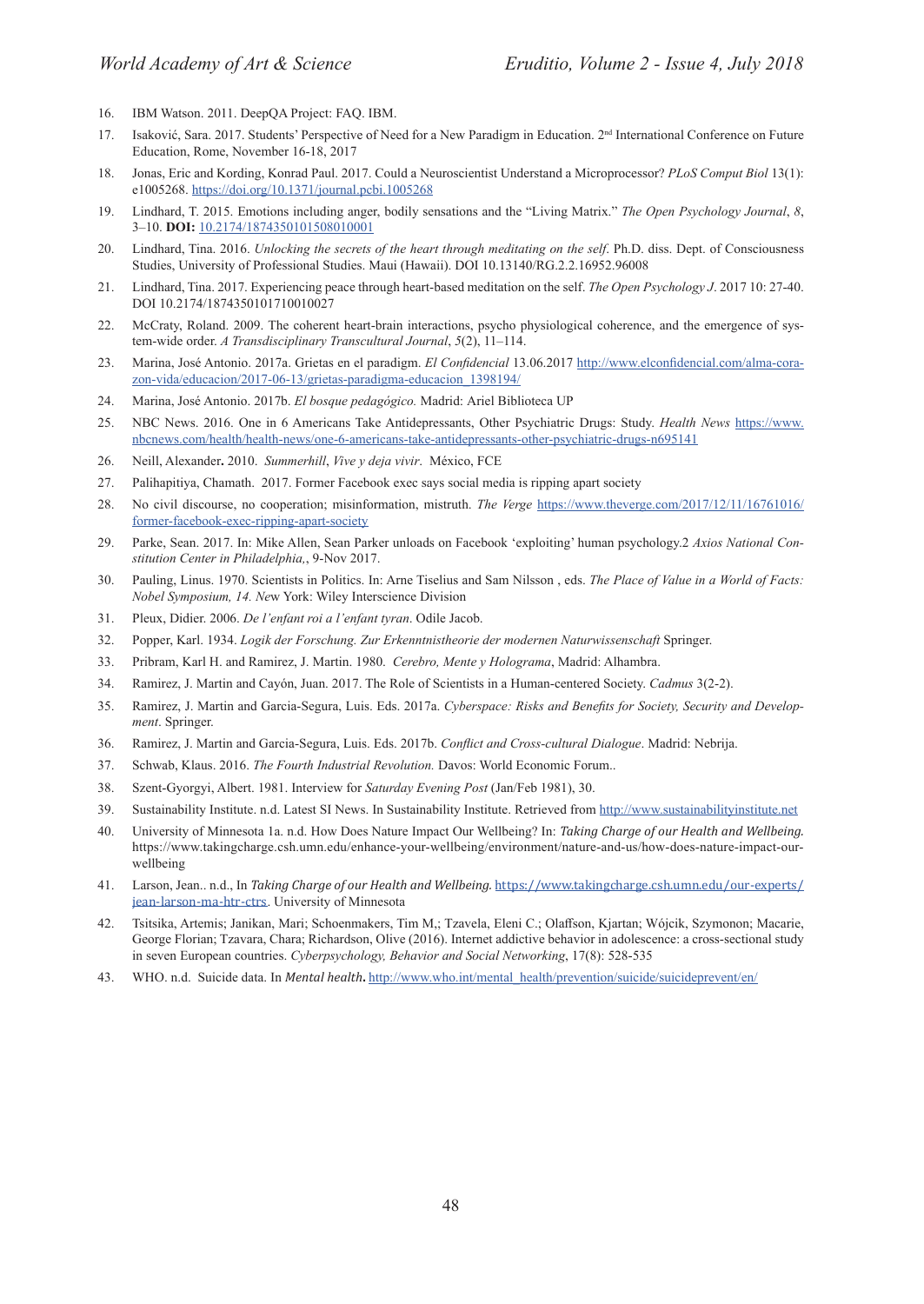16. IBM Watson. 2011. DeepQA Project: FAQ. IBM.
17. Isaković, Sara. 2017. Students' Perspective of Need for a New Paradigm in Education. 2nd International Conference on Future Education, Rome, November 16-18, 2017
18. Jonas, Eric and Kording, Konrad Paul. 2017. Could a Neuroscientist Understand a Microprocessor? *PLoS Comput Biol* 13(1): e1005268. https://doi.org/10.1371/journal.pcbi.1005268
19. Lindhard, T. 2015. Emotions including anger, bodily sensations and the "Living Matrix." *The Open Psychology Journal*, *8*, 3–10. **DOI:** 10.2174/1874350101508010001
20. Lindhard, Tina. 2016. *Unlocking the secrets of the heart through meditating on the self*. Ph.D. diss. Dept. of Consciousness Studies, University of Professional Studies. Maui (Hawaii). DOI 10.13140/RG.2.2.16952.96008
21. Lindhard, Tina. 2017. Experiencing peace through heart-based meditation on the self. *The Open Psychology J*. 2017 10: 27-40. DOI 10.2174/1874350101710010027
22. McCraty, Roland. 2009. The coherent heart-brain interactions, psycho physiological coherence, and the emergence of system-wide order. *A Transdisciplinary Transcultural Journal*, *5*(2), 11–114.
23. Marina, José Antonio. 2017a. Grietas en el paradigm. *El Confidencial* 13.06.2017 http://www.elconfidencial.com/alma-corazon-vida/educacion/2017-06-13/grietas-paradigma-educacion_1398194/
24. Marina, José Antonio. 2017b. *El bosque pedagógico.* Madrid: Ariel Biblioteca UP
25. NBC News. 2016. One in 6 Americans Take Antidepressants, Other Psychiatric Drugs: Study. *Health News* https://www.nbcnews.com/health/health-news/one-6-americans-take-antidepressants-other-psychiatric-drugs-n695141
26. Neill, Alexander**.** 2010. *Summerhill*, *Vive y deja vivir*. México, FCE
27. Palihapitiya, Chamath. 2017. Former Facebook exec says social media is ripping apart society
28. No civil discourse, no cooperation; misinformation, mistruth. *The Verge* https://www.theverge.com/2017/12/11/16761016/former-facebook-exec-ripping-apart-society
29. Parke, Sean. 2017. In: Mike Allen, Sean Parker unloads on Facebook 'exploiting' human psychology.2 *Axios National Constitution Center in Philadelphia,*, 9-Nov 2017.
30. Pauling, Linus. 1970. Scientists in Politics. In: Arne Tiselius and Sam Nilsson , eds. *The Place of Value in a World of Facts: Nobel Symposium, 14. Ne*w York: Wiley Interscience Division
31. Pleux, Didier. 2006. *De l'enfant roi a l'enfant tyran*. Odile Jacob.
32. Popper, Karl. 1934. *Logik der Forschung. Zur Erkenntnistheorie der modernen Naturwissenschaft* Springer.
33. Pribram, Karl H. and Ramirez, J. Martin. 1980. *Cerebro, Mente y Holograma*, Madrid: Alhambra.
34. Ramirez, J. Martin and Cayón, Juan. 2017. The Role of Scientists in a Human-centered Society. *Cadmus* 3(2-2).
35. Ramirez, J. Martin and Garcia-Segura, Luis. Eds. 2017a. *Cyberspace: Risks and Benefits for Society, Security and Development*. Springer.
36. Ramirez, J. Martin and Garcia-Segura, Luis. Eds. 2017b. *Conflict and Cross-cultural Dialogue*. Madrid: Nebrija.
37. Schwab, Klaus. 2016. *The Fourth Industrial Revolution.* Davos: World Economic Forum..
38. Szent-Gyorgyi, Albert. 1981. Interview for *Saturday Evening Post* (Jan/Feb 1981), 30.
39. Sustainability Institute. n.d. Latest SI News. In Sustainability Institute. Retrieved from http://www.sustainabilityinstitute.net
40. University of Minnesota 1a. n.d. How Does Nature Impact Our Wellbeing? In: *Taking Charge of our Health and Wellbeing.* https://www.takingcharge.csh.umn.edu/enhance-your-wellbeing/environment/nature-and-us/how-does-nature-impact-our-wellbeing
41. Larson, Jean.. n.d., In *Taking Charge of our Health and Wellbeing.* https://www.takingcharge.csh.umn.edu/our-experts/jean-larson-ma-htr-ctrs. University of Minnesota
42. Tsitsika, Artemis; Janikan, Mari; Schoenmakers, Tim M,; Tzavela, Eleni C.; Olaffson, Kjartan; Wójcik, Szymonon; Macarie, George Florian; Tzavara, Chara; Richardson, Olive (2016). Internet addictive behavior in adolescence: a cross-sectional study in seven European countries. *Cyberpsychology, Behavior and Social Networking*, 17(8): 528-535
43. WHO. n.d. Suicide data. In *Mental health***.** http://www.who.int/mental_health/prevention/suicide/suicideprevent/en/